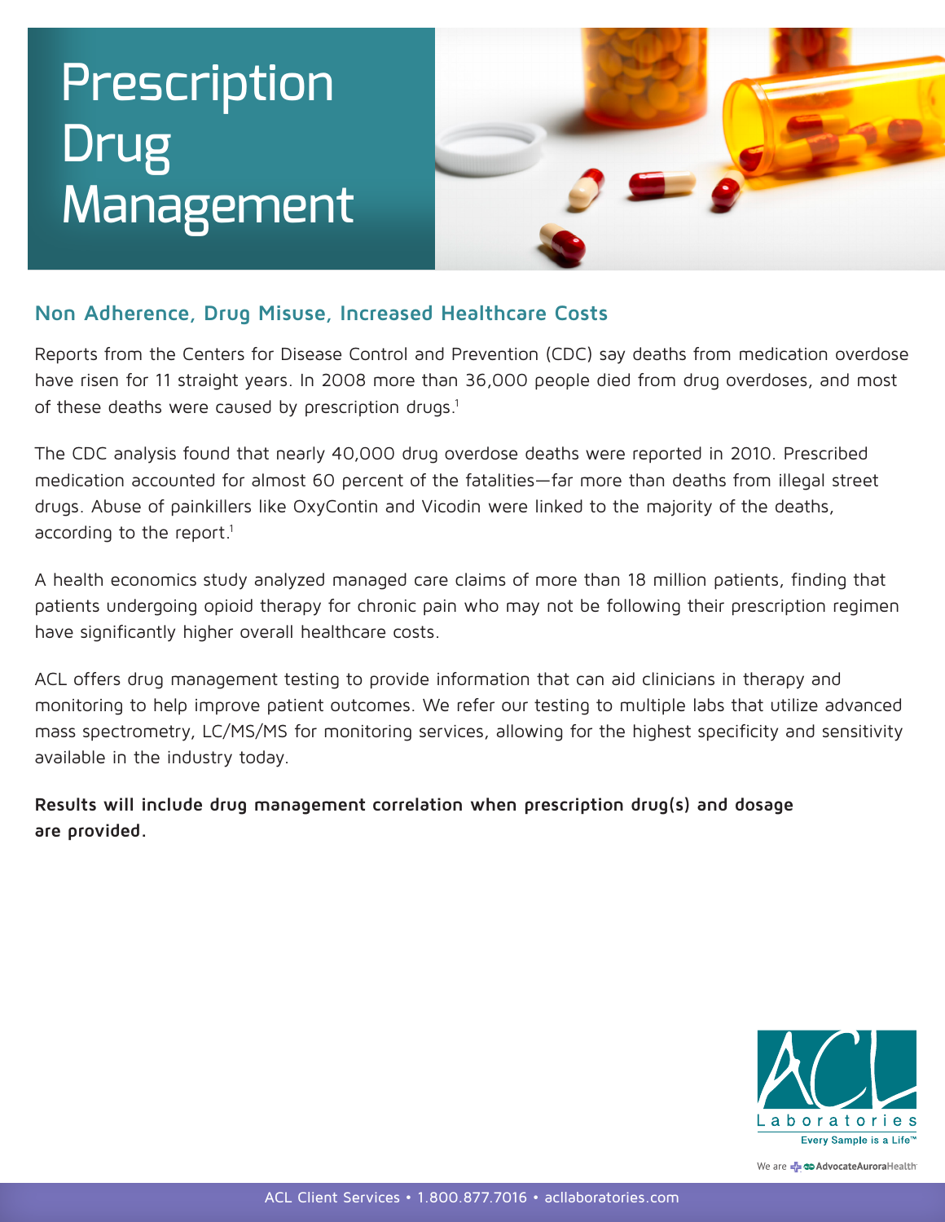# Prescription Drug Management

## Non Adherence, Drug Misuse, Increased Healthcare Costs

Reports from the Centers for Disease Control and Prevention (CDC) say deaths from medication overdose have risen for 11 straight years. In 2008 more than 36,000 people died from drug overdoses, and most of these deaths were caused by prescription drugs.[1]

The CDC analysis found that nearly 40,000 drug overdose deaths were reported in 2010. Prescribed medication accounted for almost 60 percent of the fatalities—far more than deaths from illegal street drugs. Abuse of painkillers like OxyContin and Vicodin were linked to the majority of the deaths, according to the report.[1]

A health economics study analyzed managed care claims of more than 18 million patients, finding that patients undergoing opioid therapy for chronic pain who may not be following their prescription regimen have significantly higher overall healthcare costs.

ACL offers drug management testing to provide information that can aid clinicians in therapy and monitoring to help improve patient outcomes. We refer our testing to multiple labs that utilize advanced mass spectrometry, LC/MS/MS for monitoring services, allowing for the highest specificity and sensitivity available in the industry today.

**Results will include drug management correlation when prescription drug(s) and dosage are provided.**

ACL Laboratories
Every Sample is a Life™

We are AdvocateAuroraHealth

ACL Client Services • 1.800.877.7016 • acllaboratories.com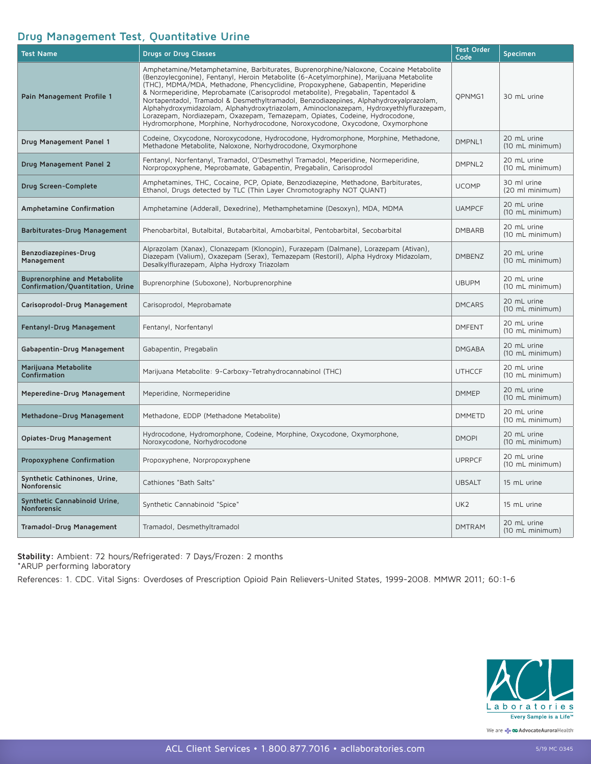## Drug Management Test, Quantitative Urine

| Test Name | Drugs or Drug Classes | Test Order Code | Specimen |
|---|---|---|---|
| **Pain Management Profile 1** | Amphetamine/Metamphetamine, Barbiturates, Buprenorphine/Naloxone, Cocaine Metabolite (Benzoylecgonine), Fentanyl, Heroin Metabolite (6-Acetylmorphine), Marijuana Metabolite (THC), MDMA/MDA, Methadone, Phencyclidine, Propoxyphene, Gabapentin, Meperidine & Normeperidine, Meprobamate (Carisoprodol metabolite), Pregabalin, Tapentadol & Nortapentadol, Tramadol & Desmethyltramadol, Benzodiazepines, Alphahydroxyalprazolam, Alphahydroxymidazolam, Alphahydroxytriazolam, Aminoclonazepam, Hydroxyethlyflurazepam, Lorazepam, Nordiazepam, Oxazepam, Temazepam, Opiates, Codeine, Hydrocodone, Hydromorphone, Morphine, Norhydrocodone, Noroxycodone, Oxycodone, Oxymorphone | QPNMG1 | 30 mL urine |
| **Drug Management Panel 1** | Codeine, Oxycodone, Noroxycodone, Hydrocodone, Hydromorphone, Morphine, Methadone, Methadone Metabolite, Naloxone, Norhydrocodone, Oxymorphone | DMPNL1 | 20 mL urine (10 mL minimum) |
| **Drug Management Panel 2** | Fentanyl, Norfentanyl, Tramadol, O'Desmethyl Tramadol, Meperidine, Normeperidine, Norpropoxyphene, Meprobamate, Gabapentin, Pregabalin, Carisoprodol | DMPNL2 | 20 mL urine (10 mL minimum) |
| **Drug Screen-Complete** | Amphetamines, THC, Cocaine, PCP, Opiate, Benzodiazepine, Methadone, Barbiturates, Ethanol, Drugs detected by TLC (Thin Layer Chromotography NOT QUANT) | UCOMP | 30 ml urine (20 ml minimum) |
| **Amphetamine Confirmation** | Amphetamine (Adderall, Dexedrine), Methamphetamine (Desoxyn), MDA, MDMA | UAMPCF | 20 mL urine (10 mL minimum) |
| **Barbiturates-Drug Management** | Phenobarbital, Butalbital, Butabarbital, Amobarbital, Pentobarbital, Secobarbital | DMBARB | 20 mL urine (10 mL minimum) |
| **Benzodiazepines-Drug Management** | Alprazolam (Xanax), Clonazepam (Klonopin), Furazepam (Dalmane), Lorazepam (Ativan), Diazepam (Valium), Oxazepam (Serax), Temazepam (Restoril), Alpha Hydroxy Midazolam, Desalkylflurazepam, Alpha Hydroxy Triazolam | DMBENZ | 20 mL urine (10 mL minimum) |
| **Buprenorphine and Metabolite Confirmation/Quantitation, Urine** | Buprenorphine (Suboxone), Norbuprenorphine | UBUPM | 20 mL urine (10 mL minimum) |
| **Carisoprodol-Drug Management** | Carisoprodol, Meprobamate | DMCARS | 20 mL urine (10 mL minimum) |
| **Fentanyl-Drug Management** | Fentanyl, Norfentanyl | DMFENT | 20 mL urine (10 mL minimum) |
| **Gabapentin-Drug Management** | Gabapentin, Pregabalin | DMGABA | 20 mL urine (10 mL minimum) |
| **Marijuana Metabolite Confirmation** | Marijuana Metabolite: 9-Carboxy-Tetrahydrocannabinol (THC) | UTHCCF | 20 mL urine (10 mL minimum) |
| **Meperedine-Drug Management** | Meperidine, Normeperidine | DMMEP | 20 mL urine (10 mL minimum) |
| **Methadone-Drug Management** | Methadone, EDDP (Methadone Metabolite) | DMMETD | 20 mL urine (10 mL minimum) |
| **Opiates-Drug Management** | Hydrocodone, Hydromorphone, Codeine, Morphine, Oxycodone, Oxymorphone, Noroxycodone, Norhydrocodone | DMOPI | 20 mL urine (10 mL minimum) |
| **Propoxyphene Confirmation** | Propoxyphene, Norpropoxyphene | UPRPCF | 20 mL urine (10 mL minimum) |
| **Synthetic Cathinones, Urine, Nonforensic** | Cathiones "Bath Salts" | UBSALT | 15 mL urine |
| **Synthetic Cannabinoid Urine, Nonforensic** | Synthetic Cannabinoid "Spice" | UK2 | 15 mL urine |
| **Tramadol-Drug Management** | Tramadol, Desmethyltramadol | DMTRAM | 20 mL urine (10 mL minimum) |

**Stability:** Ambient: 72 hours/Refrigerated: 7 Days/Frozen: 2 months
*ARUP performing laboratory

References: 1. CDC. Vital Signs: Overdoses of Prescription Opioid Pain Relievers-United States, 1999-2008. MMWR 2011; 60:1-6

ACL Laboratories
Every Sample is a Life™
We are AdvocateAuroraHealth

ACL Client Services • 1.800.877.7016 • acllaboratories.com

5/19 MC 0345